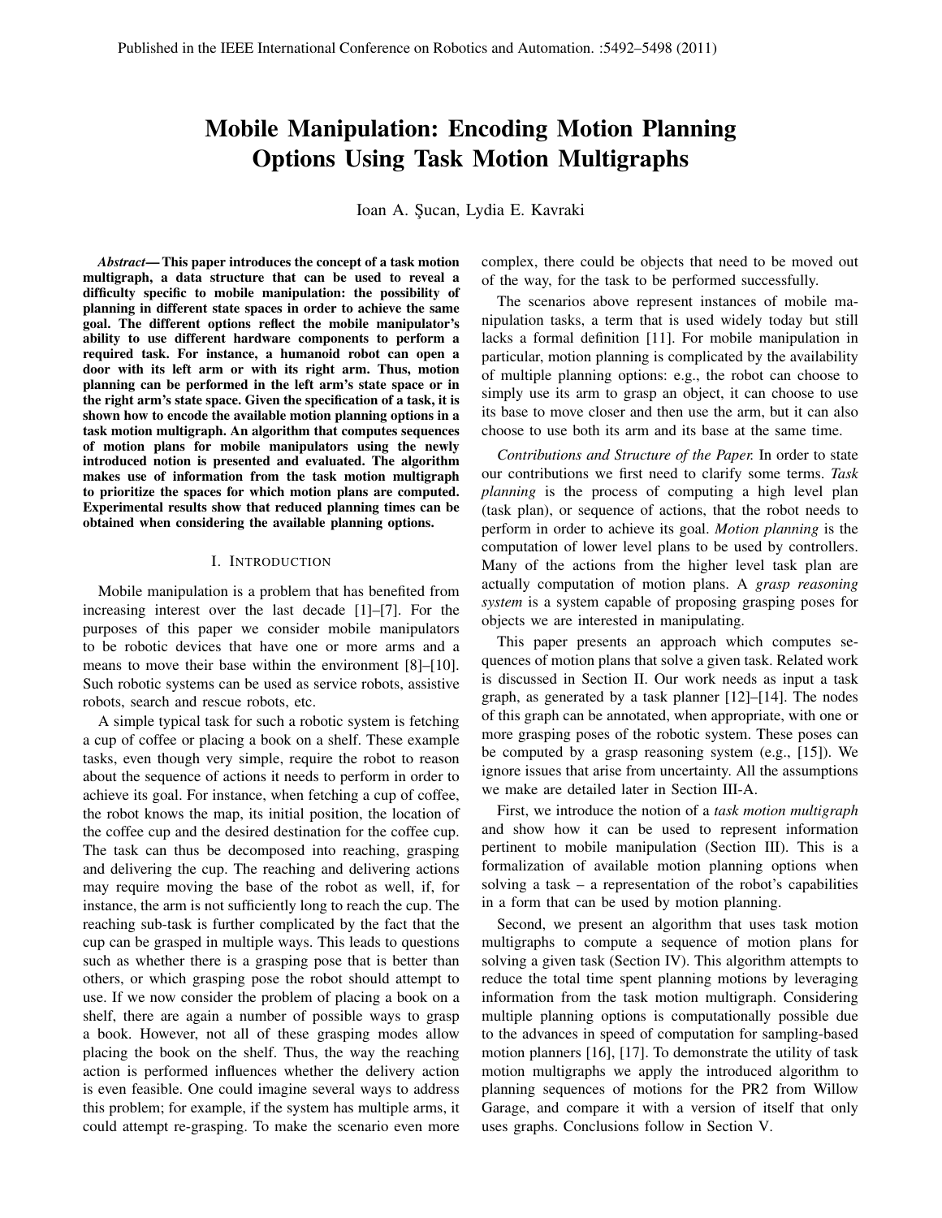Published in the IEEE International Conference on Robotics and Automation. :5492–5498 (2011)

# Mobile Manipulation: Encoding Motion Planning Options Using Task Motion Multigraphs

Ioan A. Şucan, Lydia E. Kavraki

***Abstract*— This paper introduces the concept of a task motion multigraph, a data structure that can be used to reveal a difficulty specific to mobile manipulation: the possibility of planning in different state spaces in order to achieve the same goal. The different options reflect the mobile manipulator's ability to use different hardware components to perform a required task. For instance, a humanoid robot can open a door with its left arm or with its right arm. Thus, motion planning can be performed in the left arm's state space or in the right arm's state space. Given the specification of a task, it is shown how to encode the available motion planning options in a task motion multigraph. An algorithm that computes sequences of motion plans for mobile manipulators using the newly introduced notion is presented and evaluated. The algorithm makes use of information from the task motion multigraph to prioritize the spaces for which motion plans are computed. Experimental results show that reduced planning times can be obtained when considering the available planning options.**

## I. Introduction

Mobile manipulation is a problem that has benefited from increasing interest over the last decade [1]–[7]. For the purposes of this paper we consider mobile manipulators to be robotic devices that have one or more arms and a means to move their base within the environment [8]–[10]. Such robotic systems can be used as service robots, assistive robots, search and rescue robots, etc.

A simple typical task for such a robotic system is fetching a cup of coffee or placing a book on a shelf. These example tasks, even though very simple, require the robot to reason about the sequence of actions it needs to perform in order to achieve its goal. For instance, when fetching a cup of coffee, the robot knows the map, its initial position, the location of the coffee cup and the desired destination for the coffee cup. The task can thus be decomposed into reaching, grasping and delivering the cup. The reaching and delivering actions may require moving the base of the robot as well, if, for instance, the arm is not sufficiently long to reach the cup. The reaching sub-task is further complicated by the fact that the cup can be grasped in multiple ways. This leads to questions such as whether there is a grasping pose that is better than others, or which grasping pose the robot should attempt to use. If we now consider the problem of placing a book on a shelf, there are again a number of possible ways to grasp a book. However, not all of these grasping modes allow placing the book on the shelf. Thus, the way the reaching action is performed influences whether the delivery action is even feasible. One could imagine several ways to address this problem; for example, if the system has multiple arms, it could attempt re-grasping. To make the scenario even more complex, there could be objects that need to be moved out of the way, for the task to be performed successfully.

The scenarios above represent instances of mobile manipulation tasks, a term that is used widely today but still lacks a formal definition [11]. For mobile manipulation in particular, motion planning is complicated by the availability of multiple planning options: e.g., the robot can choose to simply use its arm to grasp an object, it can choose to use its base to move closer and then use the arm, but it can also choose to use both its arm and its base at the same time.

*Contributions and Structure of the Paper.* In order to state our contributions we first need to clarify some terms. *Task planning* is the process of computing a high level plan (task plan), or sequence of actions, that the robot needs to perform in order to achieve its goal. *Motion planning* is the computation of lower level plans to be used by controllers. Many of the actions from the higher level task plan are actually computation of motion plans. A *grasp reasoning system* is a system capable of proposing grasping poses for objects we are interested in manipulating.

This paper presents an approach which computes sequences of motion plans that solve a given task. Related work is discussed in Section II. Our work needs as input a task graph, as generated by a task planner [12]–[14]. The nodes of this graph can be annotated, when appropriate, with one or more grasping poses of the robotic system. These poses can be computed by a grasp reasoning system (e.g., [15]). We ignore issues that arise from uncertainty. All the assumptions we make are detailed later in Section III-A.

First, we introduce the notion of a *task motion multigraph* and show how it can be used to represent information pertinent to mobile manipulation (Section III). This is a formalization of available motion planning options when solving a task – a representation of the robot's capabilities in a form that can be used by motion planning.

Second, we present an algorithm that uses task motion multigraphs to compute a sequence of motion plans for solving a given task (Section IV). This algorithm attempts to reduce the total time spent planning motions by leveraging information from the task motion multigraph. Considering multiple planning options is computationally possible due to the advances in speed of computation for sampling-based motion planners [16], [17]. To demonstrate the utility of task motion multigraphs we apply the introduced algorithm to planning sequences of motions for the PR2 from Willow Garage, and compare it with a version of itself that only uses graphs. Conclusions follow in Section V.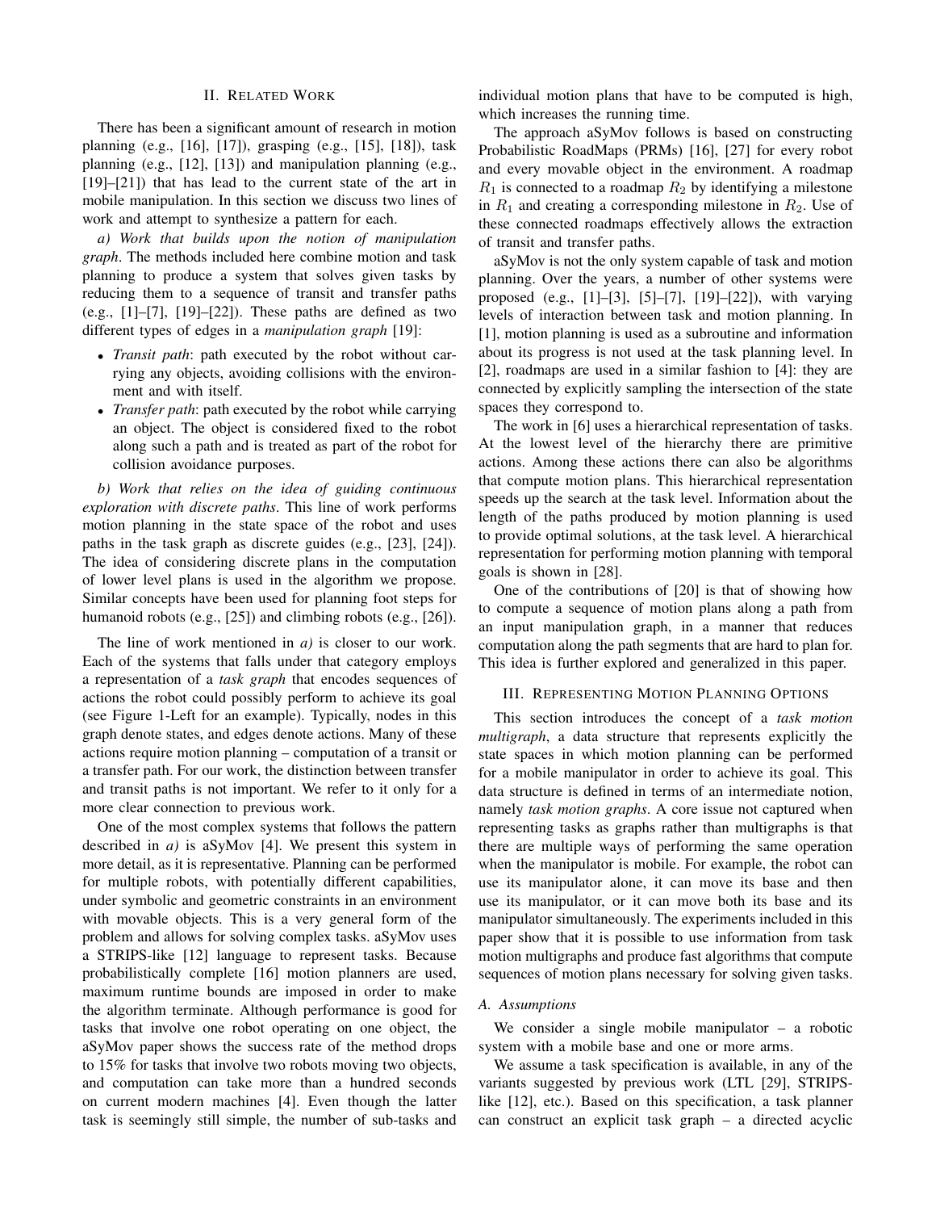## II. Related Work

There has been a significant amount of research in motion planning (e.g., [16], [17]), grasping (e.g., [15], [18]), task planning (e.g., [12], [13]) and manipulation planning (e.g., [19]–[21]) that has lead to the current state of the art in mobile manipulation. In this section we discuss two lines of work and attempt to synthesize a pattern for each.

*a) Work that builds upon the notion of manipulation graph*. The methods included here combine motion and task planning to produce a system that solves given tasks by reducing them to a sequence of transit and transfer paths (e.g., [1]–[7], [19]–[22]). These paths are defined as two different types of edges in a *manipulation graph* [19]:

- *Transit path*: path executed by the robot without carrying any objects, avoiding collisions with the environment and with itself.
- *Transfer path*: path executed by the robot while carrying an object. The object is considered fixed to the robot along such a path and is treated as part of the robot for collision avoidance purposes.

*b) Work that relies on the idea of guiding continuous exploration with discrete paths*. This line of work performs motion planning in the state space of the robot and uses paths in the task graph as discrete guides (e.g., [23], [24]). The idea of considering discrete plans in the computation of lower level plans is used in the algorithm we propose. Similar concepts have been used for planning foot steps for humanoid robots (e.g., [25]) and climbing robots (e.g., [26]).

The line of work mentioned in *a)* is closer to our work. Each of the systems that falls under that category employs a representation of a *task graph* that encodes sequences of actions the robot could possibly perform to achieve its goal (see Figure 1-Left for an example). Typically, nodes in this graph denote states, and edges denote actions. Many of these actions require motion planning – computation of a transit or a transfer path. For our work, the distinction between transfer and transit paths is not important. We refer to it only for a more clear connection to previous work.

One of the most complex systems that follows the pattern described in *a)* is aSyMov [4]. We present this system in more detail, as it is representative. Planning can be performed for multiple robots, with potentially different capabilities, under symbolic and geometric constraints in an environment with movable objects. This is a very general form of the problem and allows for solving complex tasks. aSyMov uses a STRIPS-like [12] language to represent tasks. Because probabilistically complete [16] motion planners are used, maximum runtime bounds are imposed in order to make the algorithm terminate. Although performance is good for tasks that involve one robot operating on one object, the aSyMov paper shows the success rate of the method drops to 15% for tasks that involve two robots moving two objects, and computation can take more than a hundred seconds on current modern machines [4]. Even though the latter task is seemingly still simple, the number of sub-tasks and individual motion plans that have to be computed is high, which increases the running time.

The approach aSyMov follows is based on constructing Probabilistic RoadMaps (PRMs) [16], [27] for every robot and every movable object in the environment. A roadmap $R_1$ is connected to a roadmap $R_2$ by identifying a milestone in $R_1$ and creating a corresponding milestone in $R_2$. Use of these connected roadmaps effectively allows the extraction of transit and transfer paths.

aSyMov is not the only system capable of task and motion planning. Over the years, a number of other systems were proposed (e.g., [1]–[3], [5]–[7], [19]–[22]), with varying levels of interaction between task and motion planning. In [1], motion planning is used as a subroutine and information about its progress is not used at the task planning level. In [2], roadmaps are used in a similar fashion to [4]: they are connected by explicitly sampling the intersection of the state spaces they correspond to.

The work in [6] uses a hierarchical representation of tasks. At the lowest level of the hierarchy there are primitive actions. Among these actions there can also be algorithms that compute motion plans. This hierarchical representation speeds up the search at the task level. Information about the length of the paths produced by motion planning is used to provide optimal solutions, at the task level. A hierarchical representation for performing motion planning with temporal goals is shown in [28].

One of the contributions of [20] is that of showing how to compute a sequence of motion plans along a path from an input manipulation graph, in a manner that reduces computation along the path segments that are hard to plan for. This idea is further explored and generalized in this paper.

## III. Representing Motion Planning Options

This section introduces the concept of a *task motion multigraph*, a data structure that represents explicitly the state spaces in which motion planning can be performed for a mobile manipulator in order to achieve its goal. This data structure is defined in terms of an intermediate notion, namely *task motion graphs*. A core issue not captured when representing tasks as graphs rather than multigraphs is that there are multiple ways of performing the same operation when the manipulator is mobile. For example, the robot can use its manipulator alone, it can move its base and then use its manipulator, or it can move both its base and its manipulator simultaneously. The experiments included in this paper show that it is possible to use information from task motion multigraphs and produce fast algorithms that compute sequences of motion plans necessary for solving given tasks.

### A. Assumptions

We consider a single mobile manipulator – a robotic system with a mobile base and one or more arms.

We assume a task specification is available, in any of the variants suggested by previous work (LTL [29], STRIPS-like [12], etc.). Based on this specification, a task planner can construct an explicit task graph – a directed acyclic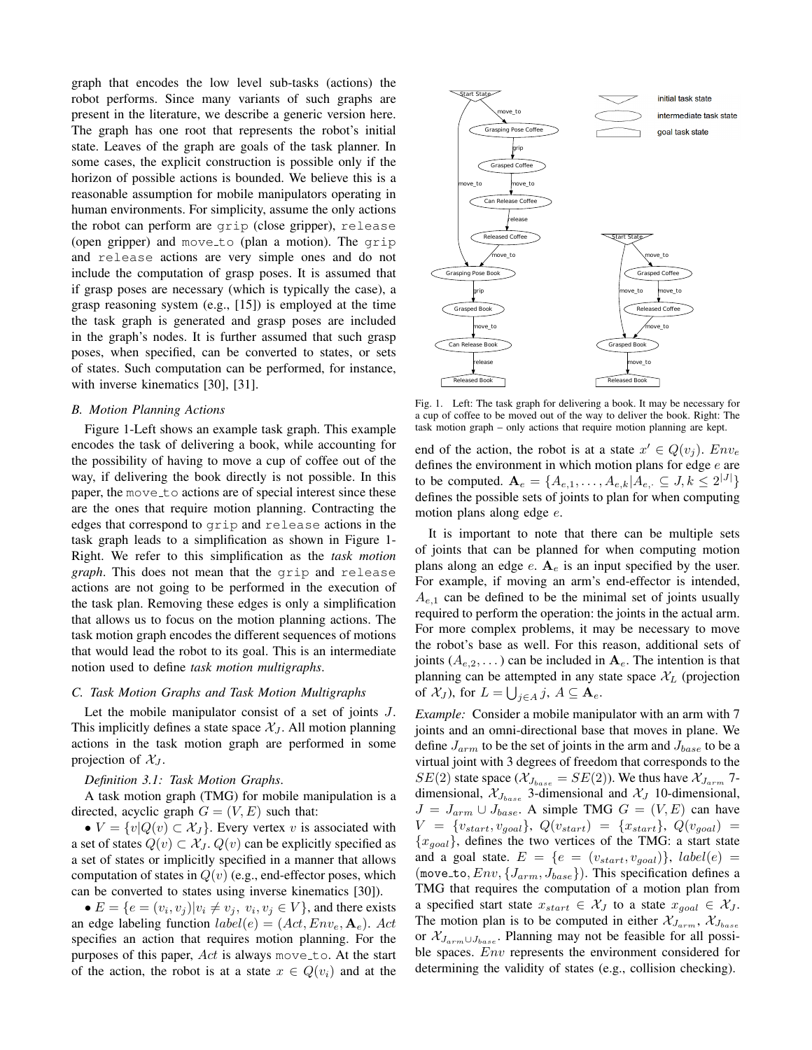graph that encodes the low level sub-tasks (actions) the robot performs. Since many variants of such graphs are present in the literature, we describe a generic version here. The graph has one root that represents the robot's initial state. Leaves of the graph are goals of the task planner. In some cases, the explicit construction is possible only if the horizon of possible actions is bounded. We believe this is a reasonable assumption for mobile manipulators operating in human environments. For simplicity, assume the only actions the robot can perform are `grip` (close gripper), `release` (open gripper) and `move_to` (plan a motion). The `grip` and `release` actions are very simple ones and do not include the computation of grasp poses. It is assumed that if grasp poses are necessary (which is typically the case), a grasp reasoning system (e.g., [15]) is employed at the time the task graph is generated and grasp poses are included in the graph's nodes. It is further assumed that such grasp poses, when specified, can be converted to states, or sets of states. Such computation can be performed, for instance, with inverse kinematics [30], [31].

### B. Motion Planning Actions

Figure 1-Left shows an example task graph. This example encodes the task of delivering a book, while accounting for the possibility of having to move a cup of coffee out of the way, if delivering the book directly is not possible. In this paper, the `move_to` actions are of special interest since these are the ones that require motion planning. Contracting the edges that correspond to `grip` and `release` actions in the task graph leads to a simplification as shown in Figure 1-Right. We refer to this simplification as the *task motion graph*. This does not mean that the `grip` and `release` actions are not going to be performed in the execution of the task plan. Removing these edges is only a simplification that allows us to focus on the motion planning actions. The task motion graph encodes the different sequences of motions that would lead the robot to its goal. This is an intermediate notion used to define *task motion multigraphs*.

Fig. 1. Left: The task graph for delivering a book. It may be necessary for a cup of coffee to be moved out of the way to deliver the book. Right: The task motion graph – only actions that require motion planning are kept.

### C. Task Motion Graphs and Task Motion Multigraphs

Let the mobile manipulator consist of a set of joints $J$. This implicitly defines a state space $\mathcal{X}_J$. All motion planning actions in the task motion graph are performed in some projection of $\mathcal{X}_J$.

*Definition 3.1: Task Motion Graphs*.

A task motion graph (TMG) for mobile manipulation is a directed, acyclic graph $G = (V, E)$ such that:

- $V = \{v | Q(v) \subset \mathcal{X}_J\}$. Every vertex $v$ is associated with a set of states $Q(v) \subset \mathcal{X}_J$. $Q(v)$ can be explicitly specified as a set of states or implicitly specified in a manner that allows computation of states in $Q(v)$ (e.g., end-effector poses, which can be converted to states using inverse kinematics [30]).
- $E = \{e = (v_i, v_j) | v_i \neq v_j,\ v_i, v_j \in V\}$, and there exists an edge labeling function $label(e) = (Act, Env_e, \mathbf{A}_e)$. $Act$ specifies an action that requires motion planning. For the purposes of this paper, $Act$ is always `move_to`. At the start of the action, the robot is at a state $x \in Q(v_i)$ and at the end of the action, the robot is at a state $x' \in Q(v_j)$. $Env_e$ defines the environment in which motion plans for edge $e$ are to be computed. $\mathbf{A}_e = \{A_{e,1}, \ldots, A_{e,k} | A_{e,\cdot} \subseteq J, k \leq 2^{|J|}\}$ defines the possible sets of joints to plan for when computing motion plans along edge $e$.

It is important to note that there can be multiple sets of joints that can be planned for when computing motion plans along an edge $e$. $\mathbf{A}_e$ is an input specified by the user. For example, if moving an arm's end-effector is intended, $A_{e,1}$ can be defined to be the minimal set of joints usually required to perform the operation: the joints in the actual arm. For more complex problems, it may be necessary to move the robot's base as well. For this reason, additional sets of joints ($A_{e,2}, \ldots$) can be included in $\mathbf{A}_e$. The intention is that planning can be attempted in any state space $\mathcal{X}_L$ (projection of $\mathcal{X}_J$), for $L = \bigcup_{j \in A} j$, $A \subseteq \mathbf{A}_e$.

*Example:* Consider a mobile manipulator with an arm with 7 joints and an omni-directional base that moves in plane. We define $J_{arm}$ to be the set of joints in the arm and $J_{base}$ to be a virtual joint with 3 degrees of freedom that corresponds to the $SE(2)$ state space ($\mathcal{X}_{J_{base}} = SE(2)$). We thus have $\mathcal{X}_{J_{arm}}$ 7-dimensional, $\mathcal{X}_{J_{base}}$ 3-dimensional and $\mathcal{X}_J$ 10-dimensional, $J = J_{arm} \cup J_{base}$. A simple TMG $G = (V, E)$ can have $V = \{v_{start}, v_{goal}\}$, $Q(v_{start}) = \{x_{start}\}$, $Q(v_{goal}) = \{x_{goal}\}$, defines the two vertices of the TMG: a start state and a goal state. $E = \{e = (v_{start}, v_{goal})\}$, $label(e) = (\texttt{move\_to}, Env, \{J_{arm}, J_{base}\})$. This specification defines a TMG that requires the computation of a motion plan from a specified start state $x_{start} \in \mathcal{X}_J$ to a state $x_{goal} \in \mathcal{X}_J$. The motion plan is to be computed in either $\mathcal{X}_{J_{arm}}$, $\mathcal{X}_{J_{base}}$ or $\mathcal{X}_{J_{arm} \cup J_{base}}$. Planning may not be feasible for all possible spaces. $Env$ represents the environment considered for determining the validity of states (e.g., collision checking).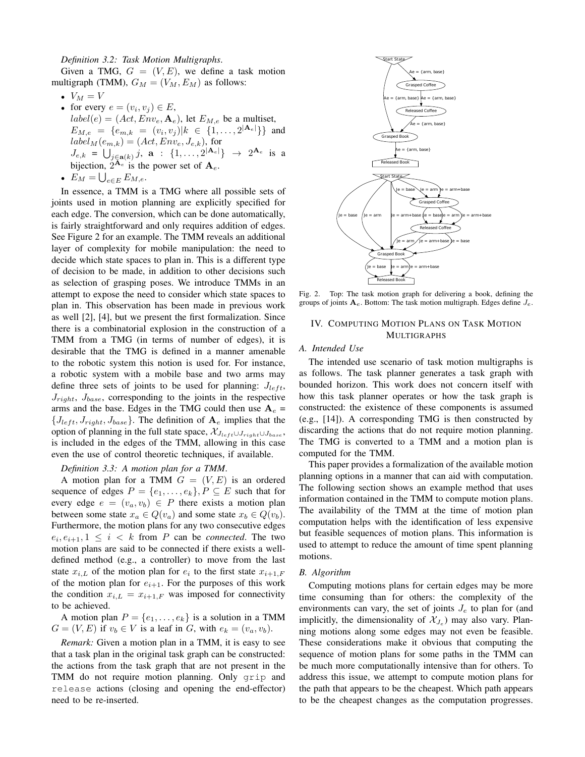*Definition 3.2: Task Motion Multigraphs.*

Given a TMG, $G = (V, E)$, we define a task motion multigraph (TMM), $G_M = (V_M, E_M)$ as follows:

- $V_M = V$
- for every $e = (v_i, v_j) \in E$, $label(e) = (Act, Env_e, \mathbf{A}_e)$, let $E_{M,e}$ be a multiset, $E_{M,e} = \{e_{m,k} = (v_i, v_j) | k \in \{1, \ldots, 2^{|\mathbf{A}_e|}\}\}$ and $label_M(e_{m,k}) = (Act, Env_e, J_{e,k})$, for $J_{e,k} = \bigcup_{j \in \mathbf{a}(k)} j$, $\mathbf{a} : \{1, \ldots, 2^{|\mathbf{A}_e|}\} \rightarrow 2^{\mathbf{A}_e}$ is a bijection, $2^{\mathbf{A}_e}$ is the power set of $\mathbf{A}_e$.
- $E_M = \bigcup_{e \in E} E_{M,e}$.

In essence, a TMM is a TMG where all possible sets of joints used in motion planning are explicitly specified for each edge. The conversion, which can be done automatically, is fairly straightforward and only requires addition of edges. See Figure 2 for an example. The TMM reveals an additional layer of complexity for mobile manipulation: the need to decide which state spaces to plan in. This is a different type of decision to be made, in addition to other decisions such as selection of grasping poses. We introduce TMMs in an attempt to expose the need to consider which state spaces to plan in. This observation has been made in previous work as well [2], [4], but we present the first formalization. Since there is a combinatorial explosion in the construction of a TMM from a TMG (in terms of number of edges), it is desirable that the TMG is defined in a manner amenable to the robotic system this notion is used for. For instance, a robotic system with a mobile base and two arms may define three sets of joints to be used for planning: $J_{left}$, $J_{right}$, $J_{base}$, corresponding to the joints in the respective arms and the base. Edges in the TMG could then use $\mathbf{A}_e = \{J_{left}, J_{right}, J_{base}\}$. The definition of $\mathbf{A}_e$ implies that the option of planning in the full state space, $\mathcal{X}_{J_{left} \cup J_{right} \cup J_{base}}$, is included in the edges of the TMM, allowing in this case even the use of control theoretic techniques, if available.

*Definition 3.3: A motion plan for a TMM.*

A motion plan for a TMM $G = (V, E)$ is an ordered sequence of edges $P = \{e_1, \ldots, e_k\}, P \subseteq E$ such that for every edge $e = (v_a, v_b) \in P$ there exists a motion plan between some state $x_a \in Q(v_a)$ and some state $x_b \in Q(v_b)$. Furthermore, the motion plans for any two consecutive edges $e_i, e_{i+1}, 1 \leq i < k$ from $P$ can be *connected*. The two motion plans are said to be connected if there exists a well-defined method (e.g., a controller) to move from the last state $x_{i,L}$ of the motion plan for $e_i$ to the first state $x_{i+1,F}$ of the motion plan for $e_{i+1}$. For the purposes of this work the condition $x_{i,L} = x_{i+1,F}$ was imposed for connectivity to be achieved.

A motion plan $P = \{e_1, \ldots, e_k\}$ is a solution in a TMM $G = (V, E)$ if $v_b \in V$ is a leaf in $G$, with $e_k = (v_a, v_b)$.

*Remark:* Given a motion plan in a TMM, it is easy to see that a task plan in the original task graph can be constructed: the actions from the task graph that are not present in the TMM do not require motion planning. Only `grip` and `release` actions (closing and opening the end-effector) need to be re-inserted.

Fig. 2. Top: The task motion graph for delivering a book, defining the groups of joints $\mathbf{A}_e$. Bottom: The task motion multigraph. Edges define $J_e$.

## IV. Computing Motion Plans on Task Motion Multigraphs

### A. Intended Use

The intended use scenario of task motion multigraphs is as follows. The task planner generates a task graph with bounded horizon. This work does not concern itself with how this task planner operates or how the task graph is constructed: the existence of these components is assumed (e.g., [14]). A corresponding TMG is then constructed by discarding the actions that do not require motion planning. The TMG is converted to a TMM and a motion plan is computed for the TMM.

This paper provides a formalization of the available motion planning options in a manner that can aid with computation. The following section shows an example method that uses information contained in the TMM to compute motion plans. The availability of the TMM at the time of motion plan computation helps with the identification of less expensive but feasible sequences of motion plans. This information is used to attempt to reduce the amount of time spent planning motions.

### B. Algorithm

Computing motions plans for certain edges may be more time consuming than for others: the complexity of the environments can vary, the set of joints $J_e$ to plan for (and implicitly, the dimensionality of $\mathcal{X}_{J_e}$) may also vary. Planning motions along some edges may not even be feasible. These considerations make it obvious that computing the sequence of motion plans for some paths in the TMM can be much more computationally intensive than for others. To address this issue, we attempt to compute motion plans for the path that appears to be the cheapest. Which path appears to be the cheapest changes as the computation progresses.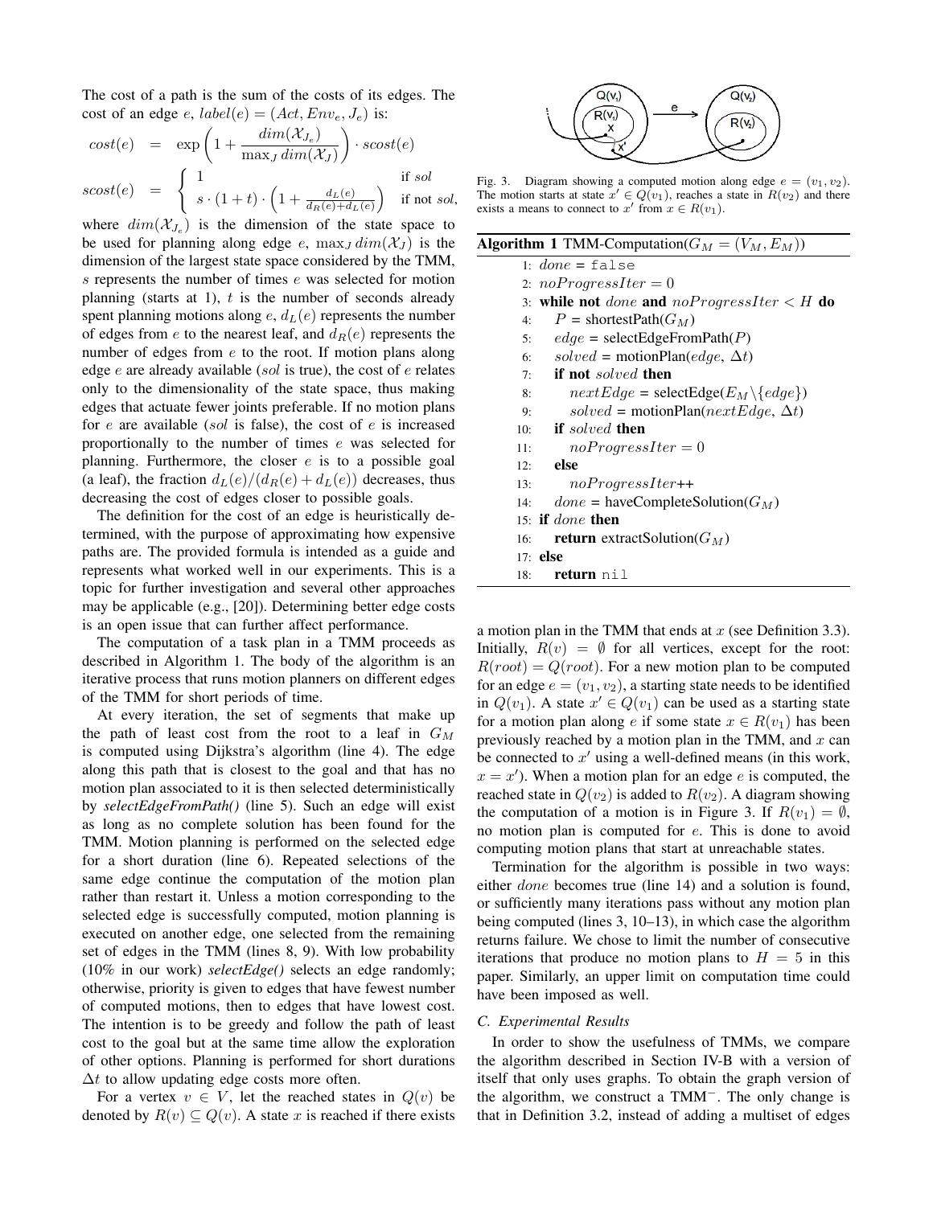The cost of a path is the sum of the costs of its edges. The cost of an edge $e$, $label(e) = (Act, Env_e, J_e)$ is:

$$cost(e) = \exp\left(1 + \frac{dim(\mathcal{X}_{J_e})}{\max_J dim(\mathcal{X}_J)}\right) \cdot scost(e)$$

$$scost(e) = \begin{cases} 1 & \text{if } sol \\ s \cdot (1+t) \cdot \left(1 + \frac{d_L(e)}{d_R(e)+d_L(e)}\right) & \text{if not } sol, \end{cases}$$

where $dim(\mathcal{X}_{J_e})$ is the dimension of the state space to be used for planning along edge $e$, $\max_J dim(\mathcal{X}_J)$ is the dimension of the largest state space considered by the TMM, $s$ represents the number of times $e$ was selected for motion planning (starts at 1), $t$ is the number of seconds already spent planning motions along $e$, $d_L(e)$ represents the number of edges from $e$ to the nearest leaf, and $d_R(e)$ represents the number of edges from $e$ to the root. If motion plans along edge $e$ are already available ($sol$ is true), the cost of $e$ relates only to the dimensionality of the state space, thus making edges that actuate fewer joints preferable. If no motion plans for $e$ are available ($sol$ is false), the cost of $e$ is increased proportionally to the number of times $e$ was selected for planning. Furthermore, the closer $e$ is to a possible goal (a leaf), the fraction $d_L(e)/(d_R(e) + d_L(e))$ decreases, thus decreasing the cost of edges closer to possible goals.

The definition for the cost of an edge is heuristically determined, with the purpose of approximating how expensive paths are. The provided formula is intended as a guide and represents what worked well in our experiments. This is a topic for further investigation and several other approaches may be applicable (e.g., [20]). Determining better edge costs is an open issue that can further affect performance.

The computation of a task plan in a TMM proceeds as described in Algorithm 1. The body of the algorithm is an iterative process that runs motion planners on different edges of the TMM for short periods of time.

At every iteration, the set of segments that make up the path of least cost from the root to a leaf in $G_M$ is computed using Dijkstra's algorithm (line 4). The edge along this path that is closest to the goal and that has no motion plan associated to it is then selected deterministically by *selectEdgeFromPath()* (line 5). Such an edge will exist as long as no complete solution has been found for the TMM. Motion planning is performed on the selected edge for a short duration (line 6). Repeated selections of the same edge continue the computation of the motion plan rather than restart it. Unless a motion corresponding to the selected edge is successfully computed, motion planning is executed on another edge, one selected from the remaining set of edges in the TMM (lines 8, 9). With low probability (10% in our work) *selectEdge()* selects an edge randomly; otherwise, priority is given to edges that have fewest number of computed motions, then to edges that have lowest cost. The intention is to be greedy and follow the path of least cost to the goal but at the same time allow the exploration of other options. Planning is performed for short durations $\Delta t$ to allow updating edge costs more often.

For a vertex $v \in V$, let the reached states in $Q(v)$ be denoted by $R(v) \subseteq Q(v)$. A state $x$ is reached if there exists a motion plan in the TMM that ends at $x$ (see Definition 3.3). Initially, $R(v) = \emptyset$ for all vertices, except for the root: $R(root) = Q(root)$. For a new motion plan to be computed for an edge $e = (v_1, v_2)$, a starting state needs to be identified in $Q(v_1)$. A state $x' \in Q(v_1)$ can be used as a starting state for a motion plan along $e$ if some state $x \in R(v_1)$ has been previously reached by a motion plan in the TMM, and $x$ can be connected to $x'$ using a well-defined means (in this work, $x = x'$). When a motion plan for an edge $e$ is computed, the reached state in $Q(v_2)$ is added to $R(v_2)$. A diagram showing the computation of a motion is in Figure 3. If $R(v_1) = \emptyset$, no motion plan is computed for $e$. This is done to avoid computing motion plans that start at unreachable states.

Fig. 3. Diagram showing a computed motion along edge $e = (v_1, v_2)$. The motion starts at state $x' \in Q(v_1)$, reaches a state in $R(v_2)$ and there exists a means to connect to $x'$ from $x \in R(v_1)$.

**Algorithm 1** TMM-Computation($G_M = (V_M, E_M)$)

```
1: done = false
2: noProgressIter = 0
3: while not done and noProgressIter < H do
4:     P = shortestPath(G_M)
5:     edge = selectEdgeFromPath(P)
6:     solved = motionPlan(edge, Δt)
7:     if not solved then
8:         nextEdge = selectEdge(E_M \ {edge})
9:         solved = motionPlan(nextEdge, Δt)
10:    if solved then
11:        noProgressIter = 0
12:    else
13:        noProgressIter++
14:    done = haveCompleteSolution(G_M)
15: if done then
16:    return extractSolution(G_M)
17: else
18:    return nil
```

Termination for the algorithm is possible in two ways: either $done$ becomes true (line 14) and a solution is found, or sufficiently many iterations pass without any motion plan being computed (lines 3, 10–13), in which case the algorithm returns failure. We chose to limit the number of consecutive iterations that produce no motion plans to $H = 5$ in this paper. Similarly, an upper limit on computation time could have been imposed as well.

### C. Experimental Results

In order to show the usefulness of TMMs, we compare the algorithm described in Section IV-B with a version of itself that only uses graphs. To obtain the graph version of the algorithm, we construct a TMM$^-$. The only change is that in Definition 3.2, instead of adding a multiset of edges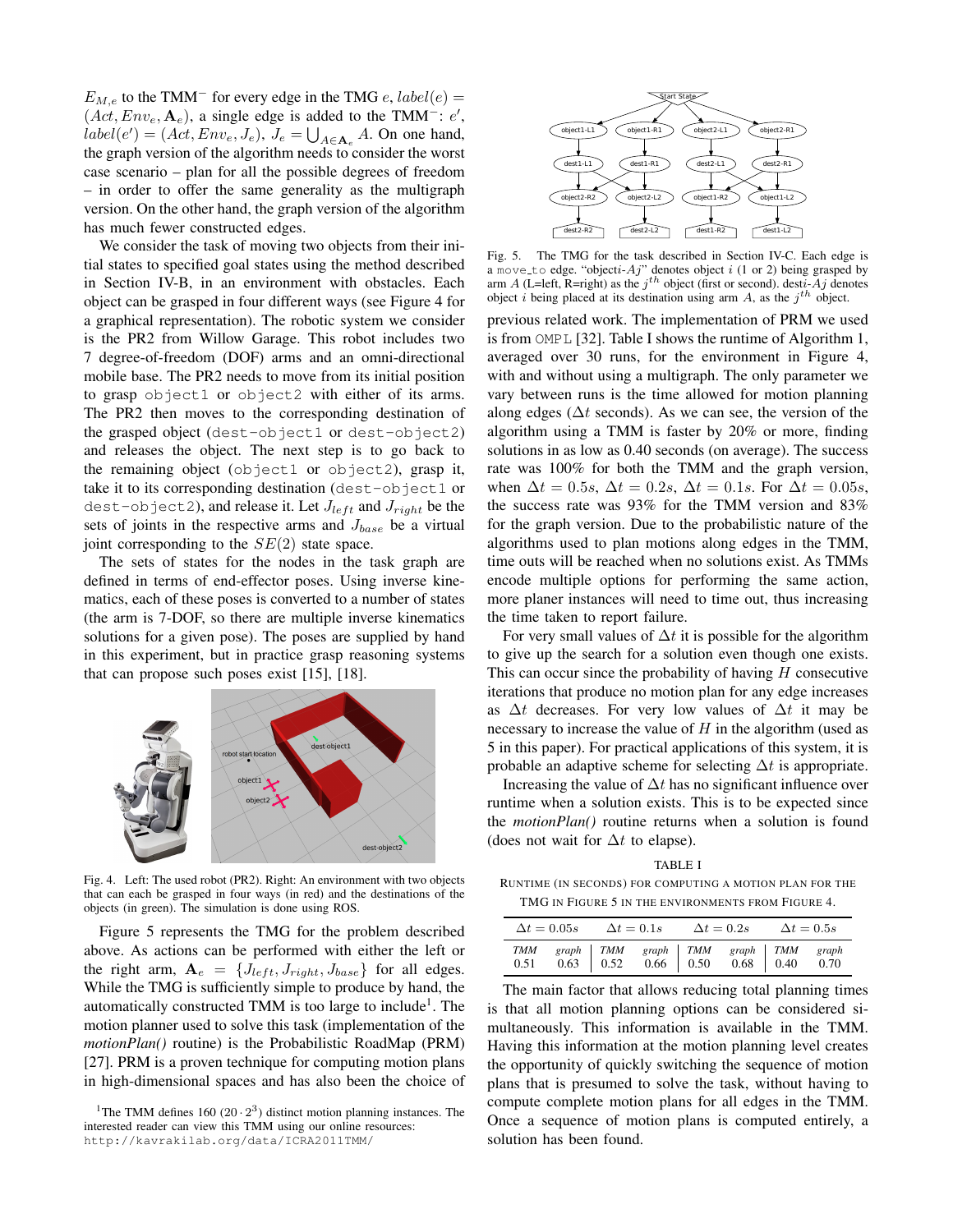$E_{M,e}$ to the TMM$^-$ for every edge in the TMG $e$, $label(e) = (Act, Env_e, \mathbf{A}_e)$, a single edge is added to the TMM$^-$: $e'$, $label(e') = (Act, Env_e, J_e)$, $J_e = \bigcup_{A \in \mathbf{A}_e} A$. On one hand, the graph version of the algorithm needs to consider the worst case scenario – plan for all the possible degrees of freedom – in order to offer the same generality as the multigraph version. On the other hand, the graph version of the algorithm has much fewer constructed edges.

We consider the task of moving two objects from their initial states to specified goal states using the method described in Section IV-B, in an environment with obstacles. Each object can be grasped in four different ways (see Figure 4 for a graphical representation). The robotic system we consider is the PR2 from Willow Garage. This robot includes two 7 degree-of-freedom (DOF) arms and an omni-directional mobile base. The PR2 needs to move from its initial position to grasp `object1` or `object2` with either of its arms. The PR2 then moves to the corresponding destination of the grasped object (`dest-object1` or `dest-object2`) and releases the object. The next step is to go back to the remaining object (`object1` or `object2`), grasp it, take it to its corresponding destination (`dest-object1` or `dest-object2`), and release it. Let $J_{left}$ and $J_{right}$ be the sets of joints in the respective arms and $J_{base}$ be a virtual joint corresponding to the $SE(2)$ state space.

The sets of states for the nodes in the task graph are defined in terms of end-effector poses. Using inverse kinematics, each of these poses is converted to a number of states (the arm is 7-DOF, so there are multiple inverse kinematics solutions for a given pose). The poses are supplied by hand in this experiment, but in practice grasp reasoning systems that can propose such poses exist [15], [18].

Fig. 4. Left: The used robot (PR2). Right: An environment with two objects that can each be grasped in four ways (in red) and the destinations of the objects (in green). The simulation is done using ROS.

Figure 5 represents the TMG for the problem described above. As actions can be performed with either the left or the right arm, $\mathbf{A}_e = \{J_{left}, J_{right}, J_{base}\}$ for all edges. While the TMG is sufficiently simple to produce by hand, the automatically constructed TMM is too large to include[1]. The motion planner used to solve this task (implementation of the *motionPlan()* routine) is the Probabilistic RoadMap (PRM) [27]. PRM is a proven technique for computing motion plans in high-dimensional spaces and has also been the choice of

[1]The TMM defines 160 ($20 \cdot 2^3$) distinct motion planning instances. The interested reader can view this TMM using our online resources: `http://kavrakilab.org/data/ICRA2011TMM/`

Fig. 5. The TMG for the task described in Section IV-C. Each edge is a `move_to` edge. "object$i$-$Aj$" denotes object $i$ (1 or 2) being grasped by arm $A$ (L=left, R=right) as the $j^{th}$ object (first or second). dest$i$-$Aj$ denotes object $i$ being placed at its destination using arm $A$, as the $j^{th}$ object.

previous related work. The implementation of PRM we used is from `OMPL` [32]. Table I shows the runtime of Algorithm 1, averaged over 30 runs, for the environment in Figure 4, with and without using a multigraph. The only parameter we vary between runs is the time allowed for motion planning along edges ($\Delta t$ seconds). As we can see, the version of the algorithm using a TMM is faster by 20% or more, finding solutions in as low as 0.40 seconds (on average). The success rate was 100% for both the TMM and the graph version, when $\Delta t = 0.5s$, $\Delta t = 0.2s$, $\Delta t = 0.1s$. For $\Delta t = 0.05s$, the success rate was 93% for the TMM version and 83% for the graph version. Due to the probabilistic nature of the algorithms used to plan motions along edges in the TMM, time outs will be reached when no solutions exist. As TMMs encode multiple options for performing the same action, more planer instances will need to time out, thus increasing the time taken to report failure.

For very small values of $\Delta t$ it is possible for the algorithm to give up the search for a solution even though one exists. This can occur since the probability of having $H$ consecutive iterations that produce no motion plan for any edge increases as $\Delta t$ decreases. For very low values of $\Delta t$ it may be necessary to increase the value of $H$ in the algorithm (used as 5 in this paper). For practical applications of this system, it is probable an adaptive scheme for selecting $\Delta t$ is appropriate.

Increasing the value of $\Delta t$ has no significant influence over runtime when a solution exists. This is to be expected since the *motionPlan()* routine returns when a solution is found (does not wait for $\Delta t$ to elapse).

TABLE I

RUNTIME (IN SECONDS) FOR COMPUTING A MOTION PLAN FOR THE TMG IN FIGURE 5 IN THE ENVIRONMENTS FROM FIGURE 4.

| $\Delta t = 0.05s$ | | $\Delta t = 0.1s$ | | $\Delta t = 0.2s$ | | $\Delta t = 0.5s$ | |
|---|---|---|---|---|---|---|---|
| *TMM* | *graph* | *TMM* | *graph* | *TMM* | *graph* | *TMM* | *graph* |
| 0.51 | 0.63 | 0.52 | 0.66 | 0.50 | 0.68 | 0.40 | 0.70 |

The main factor that allows reducing total planning times is that all motion planning options can be considered simultaneously. This information is available in the TMM. Having this information at the motion planning level creates the opportunity of quickly switching the sequence of motion plans that is presumed to solve the task, without having to compute complete motion plans for all edges in the TMM. Once a sequence of motion plans is computed entirely, a solution has been found.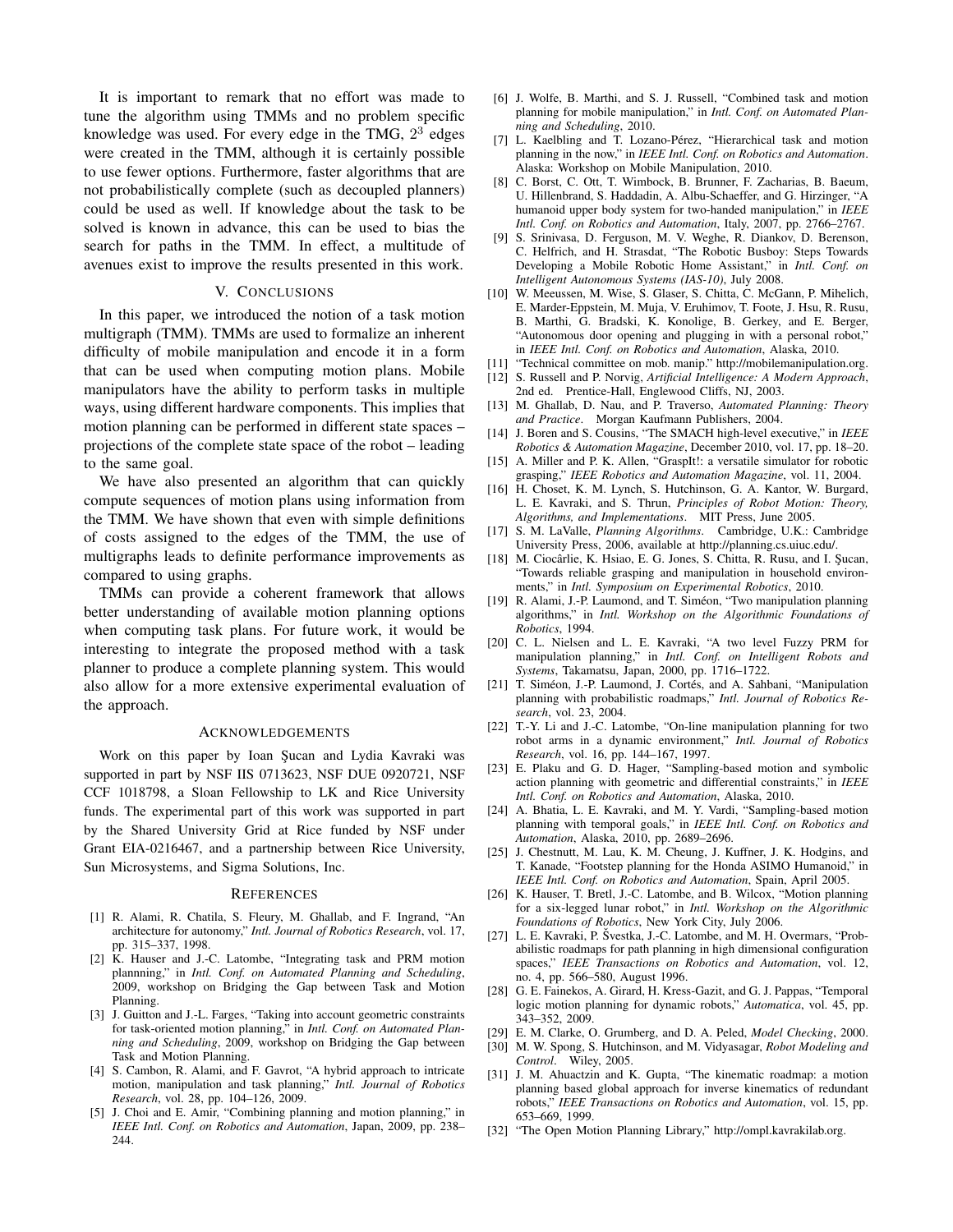It is important to remark that no effort was made to tune the algorithm using TMMs and no problem specific knowledge was used. For every edge in the TMG, $2^3$ edges were created in the TMM, although it is certainly possible to use fewer options. Furthermore, faster algorithms that are not probabilistically complete (such as decoupled planners) could be used as well. If knowledge about the task to be solved is known in advance, this can be used to bias the search for paths in the TMM. In effect, a multitude of avenues exist to improve the results presented in this work.

## V. Conclusions

In this paper, we introduced the notion of a task motion multigraph (TMM). TMMs are used to formalize an inherent difficulty of mobile manipulation and encode it in a form that can be used when computing motion plans. Mobile manipulators have the ability to perform tasks in multiple ways, using different hardware components. This implies that motion planning can be performed in different state spaces – projections of the complete state space of the robot – leading to the same goal.

We have also presented an algorithm that can quickly compute sequences of motion plans using information from the TMM. We have shown that even with simple definitions of costs assigned to the edges of the TMM, the use of multigraphs leads to definite performance improvements as compared to using graphs.

TMMs can provide a coherent framework that allows better understanding of available motion planning options when computing task plans. For future work, it would be interesting to integrate the proposed method with a task planner to produce a complete planning system. This would also allow for a more extensive experimental evaluation of the approach.

## Acknowledgements

Work on this paper by Ioan Şucan and Lydia Kavraki was supported in part by NSF IIS 0713623, NSF DUE 0920721, NSF CCF 1018798, a Sloan Fellowship to LK and Rice University funds. The experimental part of this work was supported in part by the Shared University Grid at Rice funded by NSF under Grant EIA-0216467, and a partnership between Rice University, Sun Microsystems, and Sigma Solutions, Inc.

## References

[1] R. Alami, R. Chatila, S. Fleury, M. Ghallab, and F. Ingrand, "An architecture for autonomy," *Intl. Journal of Robotics Research*, vol. 17, pp. 315–337, 1998.

[2] K. Hauser and J.-C. Latombe, "Integrating task and PRM motion plannning," in *Intl. Conf. on Automated Planning and Scheduling*, 2009, workshop on Bridging the Gap between Task and Motion Planning.

[3] J. Guitton and J.-L. Farges, "Taking into account geometric constraints for task-oriented motion planning," in *Intl. Conf. on Automated Planning and Scheduling*, 2009, workshop on Bridging the Gap between Task and Motion Planning.

[4] S. Cambon, R. Alami, and F. Gavrot, "A hybrid approach to intricate motion, manipulation and task planning," *Intl. Journal of Robotics Research*, vol. 28, pp. 104–126, 2009.

[5] J. Choi and E. Amir, "Combining planning and motion planning," in *IEEE Intl. Conf. on Robotics and Automation*, Japan, 2009, pp. 238–244.

[6] J. Wolfe, B. Marthi, and S. J. Russell, "Combined task and motion planning for mobile manipulation," in *Intl. Conf. on Automated Planning and Scheduling*, 2010.

[7] L. Kaelbling and T. Lozano-Pérez, "Hierarchical task and motion planning in the now," in *IEEE Intl. Conf. on Robotics and Automation*. Alaska: Workshop on Mobile Manipulation, 2010.

[8] C. Borst, C. Ott, T. Wimbock, B. Brunner, F. Zacharias, B. Baeum, U. Hillenbrand, S. Haddadin, A. Albu-Schaeffer, and G. Hirzinger, "A humanoid upper body system for two-handed manipulation," in *IEEE Intl. Conf. on Robotics and Automation*, Italy, 2007, pp. 2766–2767.

[9] S. Srinivasa, D. Ferguson, M. V. Weghe, R. Diankov, D. Berenson, C. Helfrich, and H. Strasdat, "The Robotic Busboy: Steps Towards Developing a Mobile Robotic Home Assistant," in *Intl. Conf. on Intelligent Autonomous Systems (IAS-10)*, July 2008.

[10] W. Meeussen, M. Wise, S. Glaser, S. Chitta, C. McGann, P. Mihelich, E. Marder-Eppstein, M. Muja, V. Eruhimov, T. Foote, J. Hsu, R. Rusu, B. Marthi, G. Bradski, K. Konolige, B. Gerkey, and E. Berger, "Autonomous door opening and plugging in with a personal robot," in *IEEE Intl. Conf. on Robotics and Automation*, Alaska, 2010.

[11] "Technical committee on mob. manip." http://mobilemanipulation.org.

[12] S. Russell and P. Norvig, *Artificial Intelligence: A Modern Approach*, 2nd ed. Prentice-Hall, Englewood Cliffs, NJ, 2003.

[13] M. Ghallab, D. Nau, and P. Traverso, *Automated Planning: Theory and Practice*. Morgan Kaufmann Publishers, 2004.

[14] J. Boren and S. Cousins, "The SMACH high-level executive," in *IEEE Robotics & Automation Magazine*, December 2010, vol. 17, pp. 18–20.

[15] A. Miller and P. K. Allen, "GraspIt!: a versatile simulator for robotic grasping," *IEEE Robotics and Automation Magazine*, vol. 11, 2004.

[16] H. Choset, K. M. Lynch, S. Hutchinson, G. A. Kantor, W. Burgard, L. E. Kavraki, and S. Thrun, *Principles of Robot Motion: Theory, Algorithms, and Implementations*. MIT Press, June 2005.

[17] S. M. LaValle, *Planning Algorithms*. Cambridge, U.K.: Cambridge University Press, 2006, available at http://planning.cs.uiuc.edu/.

[18] M. Ciocârlie, K. Hsiao, E. G. Jones, S. Chitta, R. Rusu, and I. Şucan, "Towards reliable grasping and manipulation in household environments," in *Intl. Symposium on Experimental Robotics*, 2010.

[19] R. Alami, J.-P. Laumond, and T. Siméon, "Two manipulation planning algorithms," in *Intl. Workshop on the Algorithmic Foundations of Robotics*, 1994.

[20] C. L. Nielsen and L. E. Kavraki, "A two level Fuzzy PRM for manipulation planning," in *Intl. Conf. on Intelligent Robots and Systems*, Takamatsu, Japan, 2000, pp. 1716–1722.

[21] T. Siméon, J.-P. Laumond, J. Cortés, and A. Sahbani, "Manipulation planning with probabilistic roadmaps," *Intl. Journal of Robotics Research*, vol. 23, 2004.

[22] T.-Y. Li and J.-C. Latombe, "On-line manipulation planning for two robot arms in a dynamic environment," *Intl. Journal of Robotics Research*, vol. 16, pp. 144–167, 1997.

[23] E. Plaku and G. D. Hager, "Sampling-based motion and symbolic action planning with geometric and differential constraints," in *IEEE Intl. Conf. on Robotics and Automation*, Alaska, 2010.

[24] A. Bhatia, L. E. Kavraki, and M. Y. Vardi, "Sampling-based motion planning with temporal goals," in *IEEE Intl. Conf. on Robotics and Automation*, Alaska, 2010, pp. 2689–2696.

[25] J. Chestnutt, M. Lau, K. M. Cheung, J. Kuffner, J. K. Hodgins, and T. Kanade, "Footstep planning for the Honda ASIMO Humanoid," in *IEEE Intl. Conf. on Robotics and Automation*, Spain, April 2005.

[26] K. Hauser, T. Bretl, J.-C. Latombe, and B. Wilcox, "Motion planning for a six-legged lunar robot," in *Intl. Workshop on the Algorithmic Foundations of Robotics*, New York City, July 2006.

[27] L. E. Kavraki, P. Švestka, J.-C. Latombe, and M. H. Overmars, "Probabilistic roadmaps for path planning in high dimensional configuration spaces," *IEEE Transactions on Robotics and Automation*, vol. 12, no. 4, pp. 566–580, August 1996.

[28] G. E. Fainekos, A. Girard, H. Kress-Gazit, and G. J. Pappas, "Temporal logic motion planning for dynamic robots," *Automatica*, vol. 45, pp. 343–352, 2009.

[29] E. M. Clarke, O. Grumberg, and D. A. Peled, *Model Checking*, 2000.

[30] M. W. Spong, S. Hutchinson, and M. Vidyasagar, *Robot Modeling and Control*. Wiley, 2005.

[31] J. M. Ahuactzin and K. Gupta, "The kinematic roadmap: a motion planning based global approach for inverse kinematics of redundant robots," *IEEE Transactions on Robotics and Automation*, vol. 15, pp. 653–669, 1999.

[32] "The Open Motion Planning Library," http://ompl.kavrakilab.org.